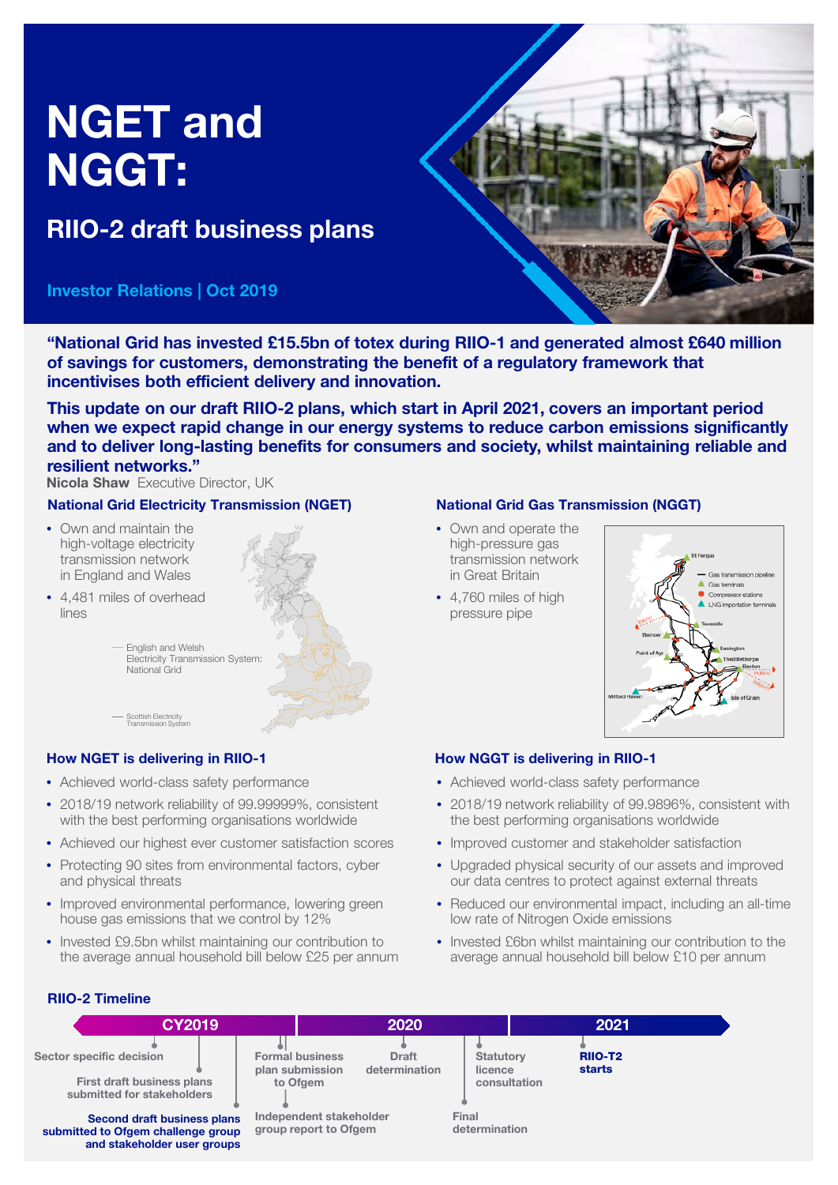# NGET and NGGT:

## RIIO-2 draft business plans

**Investor Relations | Oct 2019**

**"National Grid has invested £15.5bn of totex during RIIO-1 and generated almost £640 million of savings for customers, demonstrating the benefit of a regulatory framework that incentivises both efficient delivery and innovation.**

**This update on our draft RIIO-2 plans, which start in April 2021, covers an important period when we expect rapid change in our energy systems to reduce carbon emissions significantly and to deliver long-lasting benefits for consumers and society, whilst maintaining reliable and resilient networks."**

**Nicola Shaw** Executive Director, UK

### National Grid Electricity Transmission (NGET)

- Own and maintain the high-voltage electricity transmission network in England and Wales
- 4,481 miles of overhead lines

English and Welsh Electricity Transmission System: National Grid

Scottish Electricity Transmission System

### National Grid Gas Transmission (NGGT)

- Own and operate the high-pressure gas transmission network in Great Britain
- 4,760 miles of high pressure pipe

Gas transmission pipeline
Gas terminals
Compressor stations
LNG importation terminals

St Fergus, Teesside, Barrow, Easington, Point of Ayr, Theddlethorpe, Bacton, Milford Haven, Isle of Grain

### How NGET is delivering in RIIO-1

- Achieved world-class safety performance
- 2018/19 network reliability of 99.99999%, consistent with the best performing organisations worldwide
- Achieved our highest ever customer satisfaction scores
- Protecting 90 sites from environmental factors, cyber and physical threats
- Improved environmental performance, lowering green house gas emissions that we control by 12%
- Invested £9.5bn whilst maintaining our contribution to the average annual household bill below £25 per annum

### How NGGT is delivering in RIIO-1

- Achieved world-class safety performance
- 2018/19 network reliability of 99.9896%, consistent with the best performing organisations worldwide
- Improved customer and stakeholder satisfaction
- Upgraded physical security of our assets and improved our data centres to protect against external threats
- Reduced our environmental impact, including an all-time low rate of Nitrogen Oxide emissions
- Invested £6bn whilst maintaining our contribution to the average annual household bill below £10 per annum

### RIIO-2 Timeline

**CY2019**
- Sector specific decision
- First draft business plans submitted for stakeholders
- **Second draft business plans submitted to Ofgem challenge group and stakeholder user groups**

**2020**
- Formal business plan submission to Ofgem
- Independent stakeholder group report to Ofgem
- Draft determination
- Statutory licence consultation
- Final determination

**2021**
- **RIIO-T2 starts**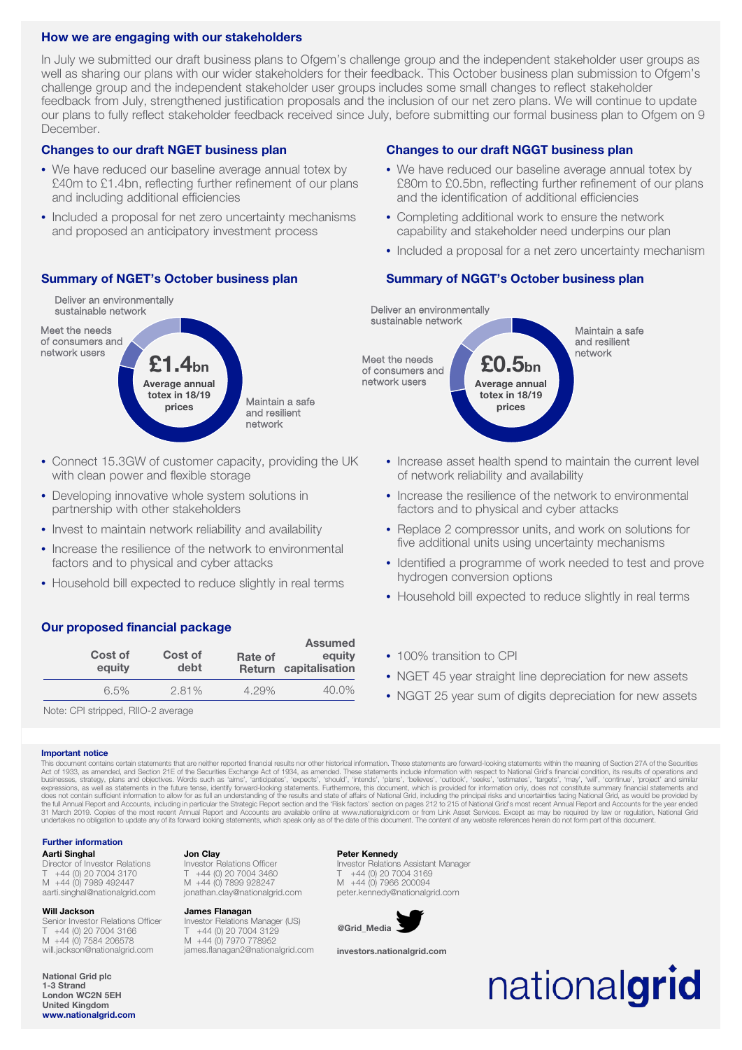## How we are engaging with our stakeholders

In July we submitted our draft business plans to Ofgem's challenge group and the independent stakeholder user groups as well as sharing our plans with our wider stakeholders for their feedback. This October business plan submission to Ofgem's challenge group and the independent stakeholder user groups includes some small changes to reflect stakeholder feedback from July, strengthened justification proposals and the inclusion of our net zero plans. We will continue to update our plans to fully reflect stakeholder feedback received since July, before submitting our formal business plan to Ofgem on 9 December.

### Changes to our draft NGET business plan

- We have reduced our baseline average annual totex by £40m to £1.4bn, reflecting further refinement of our plans and including additional efficiencies
- Included a proposal for net zero uncertainty mechanisms and proposed an anticipatory investment process

### Summary of NGET's October business plan

Deliver an environmentally sustainable network

Meet the needs of consumers and network users

£1.4bn

Average annual totex in 18/19 prices

Maintain a safe and resilient network

- Connect 15.3GW of customer capacity, providing the UK with clean power and flexible storage
- Developing innovative whole system solutions in partnership with other stakeholders
- Invest to maintain network reliability and availability
- Increase the resilience of the network to environmental factors and to physical and cyber attacks
- Household bill expected to reduce slightly in real terms

### Changes to our draft NGGT business plan

- We have reduced our baseline average annual totex by £80m to £0.5bn, reflecting further refinement of our plans and the identification of additional efficiencies
- Completing additional work to ensure the network capability and stakeholder need underpins our plan
- Included a proposal for a net zero uncertainty mechanism

### Summary of NGGT's October business plan

Deliver an environmentally sustainable network

Maintain a safe and resilient network

Meet the needs of consumers and network users

£0.5bn

Average annual totex in 18/19 prices

- Increase asset health spend to maintain the current level of network reliability and availability
- Increase the resilience of the network to environmental factors and to physical and cyber attacks
- Replace 2 compressor units, and work on solutions for five additional units using uncertainty mechanisms
- Identified a programme of work needed to test and prove hydrogen conversion options
- Household bill expected to reduce slightly in real terms

### Our proposed financial package

| Cost of equity | Cost of debt | Rate of Return | Assumed equity capitalisation |
|---|---|---|---|
| 6.5% | 2.81% | 4.29% | 40.0% |

Note: CPI stripped, RIIO-2 average

- 100% transition to CPI
- NGET 45 year straight line depreciation for new assets
- NGGT 25 year sum of digits depreciation for new assets

#### Important notice

This document contains certain statements that are neither reported financial results nor other historical information. These statements are forward-looking statements within the meaning of Section 27A of the Securities Act of 1933, as amended, and Section 21E of the Securities Exchange Act of 1934, as amended. These statements include information with respect to National Grid's financial condition, its results of operations and businesses, strategy, plans and objectives. Words such as 'aims', 'anticipates', 'expects', 'should', 'intends', 'plans', 'believes', 'outlook', 'seeks', 'estimates', 'targets', 'may', 'will', 'continue', 'project' and similar expressions, as well as statements in the future tense, identify forward-looking statements. Furthermore, this document, which is provided for information only, does not constitute summary financial statements and does not contain sufficient information to allow for as full an understanding of the results and state of affairs of National Grid, including the principal risks and uncertainties facing National Grid, as would be provided by the full Annual Report and Accounts, including in particular the Strategic Report section and the 'Risk factors' section on pages 212 to 215 of National Grid's most recent Annual Report and Accounts for the year ended 31 March 2019. Copies of the most recent Annual Report and Accounts are available online at www.nationalgrid.com or from Link Asset Services. Except as may be required by law or regulation, National Grid undertakes no obligation to update any of its forward looking statements, which speak only as of the date of this document. The content of any website references herein do not form part of this document.

#### Further information

**Aarti Singhal**
Director of Investor Relations
T +44 (0) 20 7004 3170
M +44 (0) 7989 492447
aarti.singhal@nationalgrid.com

**Will Jackson**
Senior Investor Relations Officer
T +44 (0) 20 7004 3166
M +44 (0) 7584 206578
will.jackson@nationalgrid.com

**Jon Clay**
Investor Relations Officer
T +44 (0) 20 7004 3460
M +44 (0) 7899 928247
jonathan.clay@nationalgrid.com

**James Flanagan**
Investor Relations Manager (US)
T +44 (0) 20 7004 3129
M +44 (0) 7970 778952
james.flanagan2@nationalgrid.com

**Peter Kennedy**
Investor Relations Assistant Manager
T +44 (0) 20 7004 3169
M +44 (0) 7966 200094
peter.kennedy@nationalgrid.com

@Grid_Media

investors.nationalgrid.com

**National Grid plc**
**1-3 Strand**
**London WC2N 5EH**
**United Kingdom**
**www.nationalgrid.com**

nationalgrid